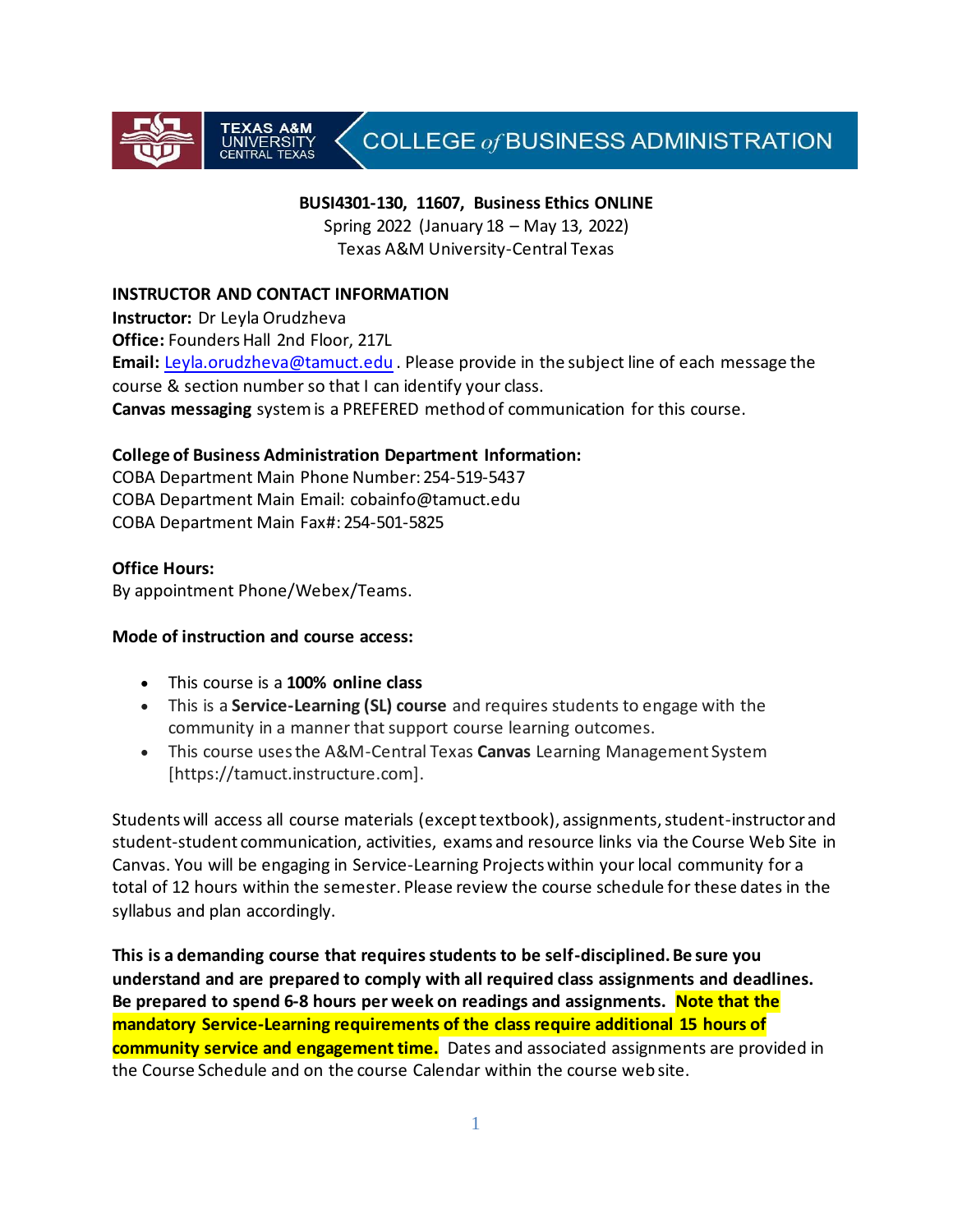TEXAS A&M UNIVERSITY CENTRAL TEXAS | COLLEGE *of* BUSINESS ADMINISTRATION

**BUSI4301-130, 11607, Business Ethics ONLINE**
Spring 2022 (January 18 – May 13, 2022)
Texas A&M University-Central Texas

**INSTRUCTOR AND CONTACT INFORMATION**
**Instructor:** Dr Leyla Orudzheva
**Office:** Founders Hall 2nd Floor, 217L
**Email:** Leyla.orudzheva@tamuct.edu . Please provide in the subject line of each message the course & section number so that I can identify your class.
**Canvas messaging** system is a PREFERED method of communication for this course.

**College of Business Administration Department Information:**
COBA Department Main Phone Number: 254-519-5437
COBA Department Main Email: cobainfo@tamuct.edu
COBA Department Main Fax#: 254-501-5825

**Office Hours:**
By appointment Phone/Webex/Teams.

**Mode of instruction and course access:**

- This course is a **100% online class**
- This is a **Service-Learning (SL) course** and requires students to engage with the community in a manner that support course learning outcomes.
- This course uses the A&M-Central Texas **Canvas** Learning Management System [https://tamuct.instructure.com].

Students will access all course materials (except textbook), assignments, student-instructor and student-student communication, activities, exams and resource links via the Course Web Site in Canvas. You will be engaging in Service-Learning Projects within your local community for a total of 12 hours within the semester. Please review the course schedule for these dates in the syllabus and plan accordingly.

**This is a demanding course that requires students to be self-disciplined. Be sure you understand and are prepared to comply with all required class assignments and deadlines. Be prepared to spend 6-8 hours per week on readings and assignments. Note that the mandatory Service-Learning requirements of the class require additional 15 hours of community service and engagement time.** Dates and associated assignments are provided in the Course Schedule and on the course Calendar within the course web site.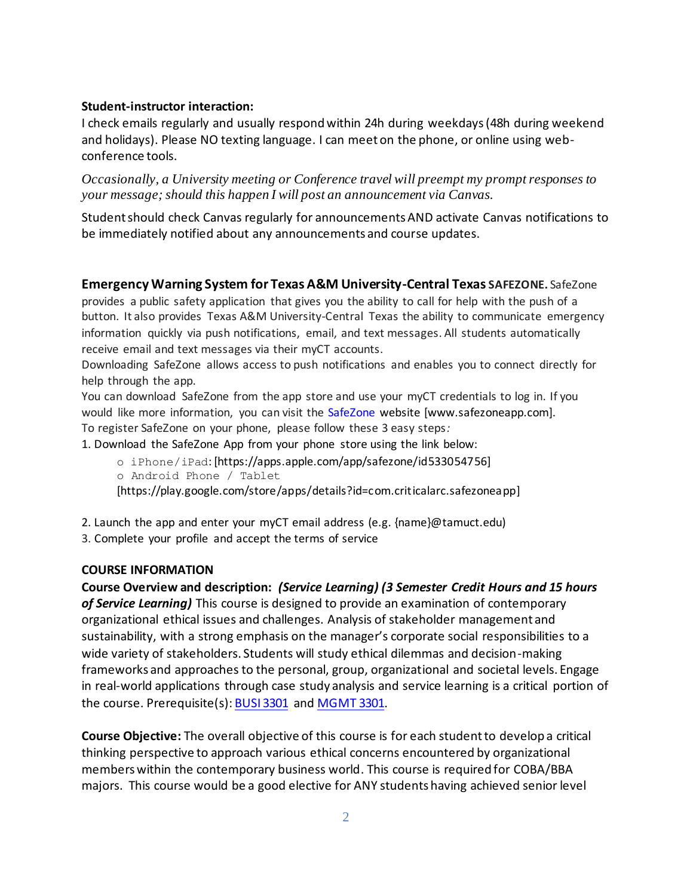**Student-instructor interaction:**

I check emails regularly and usually respond within 24h during weekdays (48h during weekend and holidays). Please NO texting language. I can meet on the phone, or online using web-conference tools.

*Occasionally, a University meeting or Conference travel will preempt my prompt responses to your message; should this happen I will post an announcement via Canvas.*

Student should check Canvas regularly for announcements AND activate Canvas notifications to be immediately notified about any announcements and course updates.

**Emergency Warning System for Texas A&M University-Central Texas SAFEZONE.** SafeZone provides a public safety application that gives you the ability to call for help with the push of a button. It also provides Texas A&M University-Central Texas the ability to communicate emergency information quickly via push notifications, email, and text messages. All students automatically receive email and text messages via their myCT accounts.

Downloading SafeZone allows access to push notifications and enables you to connect directly for help through the app.

You can download SafeZone from the app store and use your myCT credentials to log in. If you would like more information, you can visit the SafeZone website [www.safezoneapp.com].

To register SafeZone on your phone, please follow these 3 easy steps:

1. Download the SafeZone App from your phone store using the link below:
   - iPhone/iPad: [https://apps.apple.com/app/safezone/id533054756]
   - Android Phone / Tablet [https://play.google.com/store/apps/details?id=com.criticalarc.safezoneapp]
2. Launch the app and enter your myCT email address (e.g. {name}@tamuct.edu)
3. Complete your profile and accept the terms of service

**COURSE INFORMATION**

**Course Overview and description:** ***(Service Learning) (3 Semester Credit Hours and 15 hours of Service Learning)*** This course is designed to provide an examination of contemporary organizational ethical issues and challenges. Analysis of stakeholder management and sustainability, with a strong emphasis on the manager's corporate social responsibilities to a wide variety of stakeholders. Students will study ethical dilemmas and decision-making frameworks and approaches to the personal, group, organizational and societal levels. Engage in real-world applications through case study analysis and service learning is a critical portion of the course. Prerequisite(s): BUSI 3301 and MGMT 3301.

**Course Objective:** The overall objective of this course is for each student to develop a critical thinking perspective to approach various ethical concerns encountered by organizational members within the contemporary business world. This course is required for COBA/BBA majors. This course would be a good elective for ANY students having achieved senior level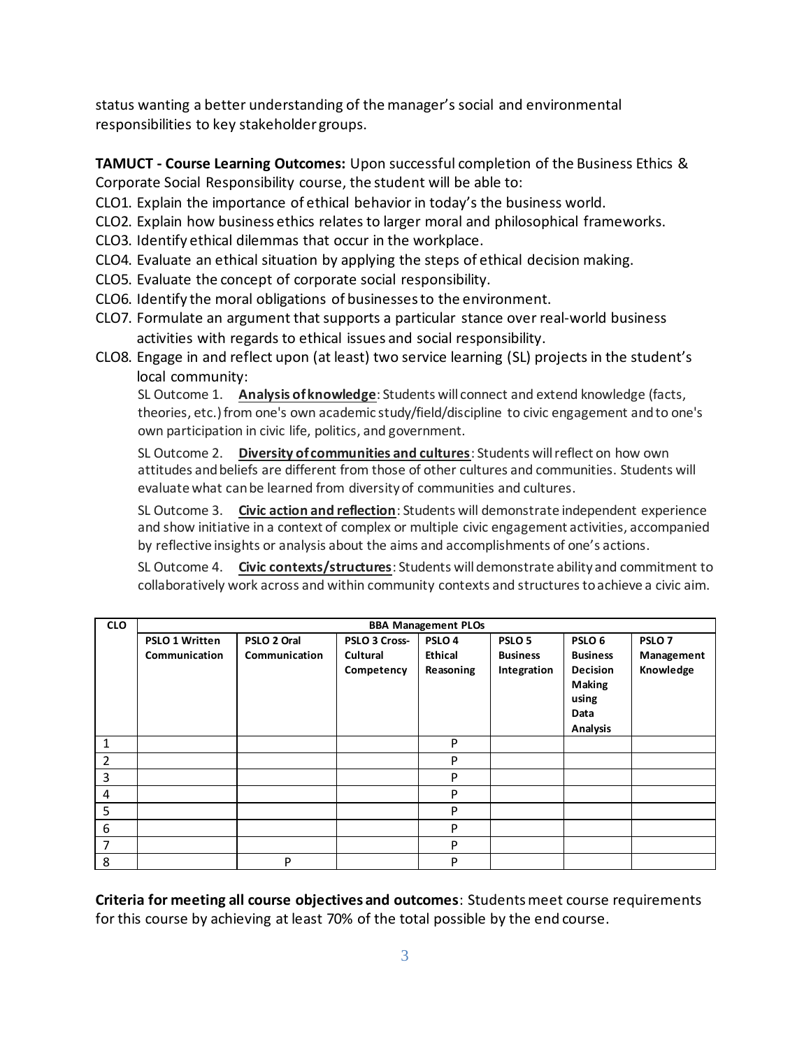status wanting a better understanding of the manager's social and environmental responsibilities to key stakeholder groups.

**TAMUCT - Course Learning Outcomes:** Upon successful completion of the Business Ethics & Corporate Social Responsibility course, the student will be able to:

CLO1. Explain the importance of ethical behavior in today's the business world.

CLO2. Explain how business ethics relates to larger moral and philosophical frameworks.

CLO3. Identify ethical dilemmas that occur in the workplace.

CLO4. Evaluate an ethical situation by applying the steps of ethical decision making.

CLO5. Evaluate the concept of corporate social responsibility.

CLO6. Identify the moral obligations of businesses to the environment.

CLO7. Formulate an argument that supports a particular stance over real-world business activities with regards to ethical issues and social responsibility.

CLO8. Engage in and reflect upon (at least) two service learning (SL) projects in the student's local community:

SL Outcome 1. **Analysis of knowledge**: Students will connect and extend knowledge (facts, theories, etc.) from one's own academic study/field/discipline to civic engagement and to one's own participation in civic life, politics, and government.

SL Outcome 2. **Diversity of communities and cultures**: Students will reflect on how own attitudes and beliefs are different from those of other cultures and communities. Students will evaluate what can be learned from diversity of communities and cultures.

SL Outcome 3. **Civic action and reflection**: Students will demonstrate independent experience and show initiative in a context of complex or multiple civic engagement activities, accompanied by reflective insights or analysis about the aims and accomplishments of one's actions.

SL Outcome 4. **Civic contexts/structures**: Students will demonstrate ability and commitment to collaboratively work across and within community contexts and structures to achieve a civic aim.

| CLO | BBA Management PLOs | | | | | | |
|---|---|---|---|---|---|---|---|
| | PSLO 1 Written Communication | PSLO 2 Oral Communication | PSLO 3 Cross-Cultural Competency | PSLO 4 Ethical Reasoning | PSLO 5 Business Integration | PSLO 6 Business Decision Making using Data Analysis | PSLO 7 Management Knowledge |
| 1 | | | | P | | | |
| 2 | | | | P | | | |
| 3 | | | | P | | | |
| 4 | | | | P | | | |
| 5 | | | | P | | | |
| 6 | | | | P | | | |
| 7 | | | | P | | | |
| 8 | | P | | P | | | |

**Criteria for meeting all course objectives and outcomes**: Students meet course requirements for this course by achieving at least 70% of the total possible by the end course.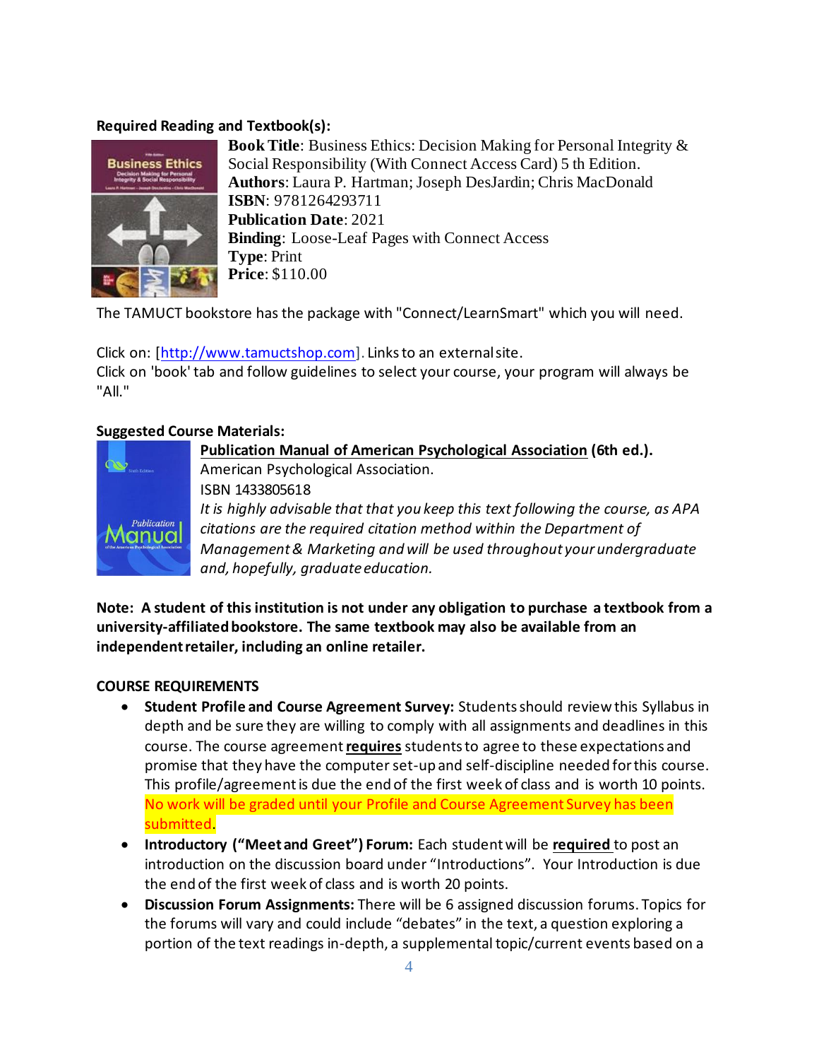**Required Reading and Textbook(s):**

**Book Title**: Business Ethics: Decision Making for Personal Integrity & Social Responsibility (With Connect Access Card) 5 th Edition.
**Authors**: Laura P. Hartman; Joseph DesJardin; Chris MacDonald
**ISBN**: 9781264293711
**Publication Date**: 2021
**Binding**: Loose-Leaf Pages with Connect Access
**Type**: Print
**Price**: $110.00

The TAMUCT bookstore has the package with "Connect/LearnSmart" which you will need.

Click on: [http://www.tamuctshop.com]. Links to an external site.
Click on 'book' tab and follow guidelines to select your course, your program will always be "All."

**Suggested Course Materials:**

**Publication Manual of American Psychological Association (6th ed.).**
American Psychological Association.
ISBN 1433805618
*It is highly advisable that that you keep this text following the course, as APA citations are the required citation method within the Department of Management & Marketing and will be used throughout your undergraduate and, hopefully, graduate education.*

**Note: A student of this institution is not under any obligation to purchase a textbook from a university-affiliated bookstore. The same textbook may also be available from an independent retailer, including an online retailer.**

**COURSE REQUIREMENTS**

- **Student Profile and Course Agreement Survey:** Students should review this Syllabus in depth and be sure they are willing to comply with all assignments and deadlines in this course. The course agreement **requires** students to agree to these expectations and promise that they have the computer set-up and self-discipline needed for this course. This profile/agreement is due the end of the first week of class and is worth 10 points. No work will be graded until your Profile and Course Agreement Survey has been submitted.
- **Introductory ("Meet and Greet") Forum:** Each student will be **required** to post an introduction on the discussion board under "Introductions". Your Introduction is due the end of the first week of class and is worth 20 points.
- **Discussion Forum Assignments:** There will be 6 assigned discussion forums. Topics for the forums will vary and could include "debates" in the text, a question exploring a portion of the text readings in-depth, a supplemental topic/current events based on a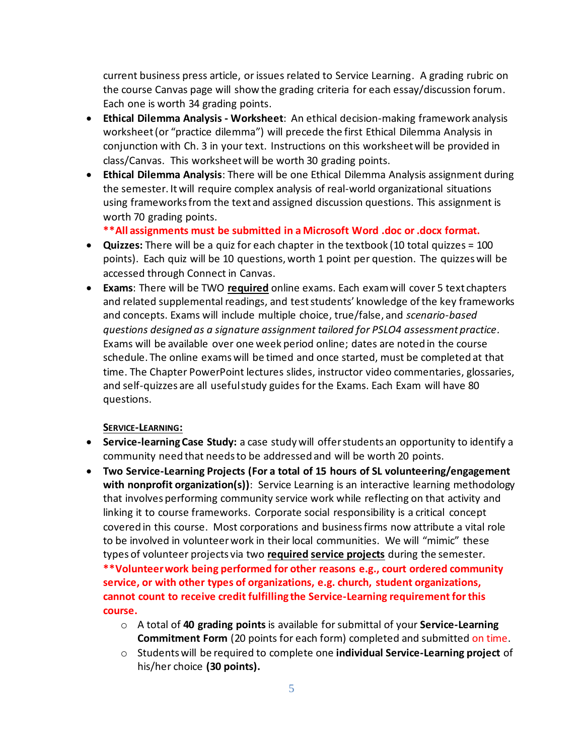current business press article, or issues related to Service Learning. A grading rubric on the course Canvas page will show the grading criteria for each essay/discussion forum. Each one is worth 34 grading points.

- **Ethical Dilemma Analysis - Worksheet**: An ethical decision-making framework analysis worksheet (or "practice dilemma") will precede the first Ethical Dilemma Analysis in conjunction with Ch. 3 in your text. Instructions on this worksheet will be provided in class/Canvas. This worksheet will be worth 30 grading points.
- **Ethical Dilemma Analysis**: There will be one Ethical Dilemma Analysis assignment during the semester. It will require complex analysis of real-world organizational situations using frameworks from the text and assigned discussion questions. This assignment is worth 70 grading points.

  **\*\*All assignments must be submitted in a Microsoft Word .doc or .docx format.**
- **Quizzes:** There will be a quiz for each chapter in the textbook (10 total quizzes = 100 points). Each quiz will be 10 questions, worth 1 point per question. The quizzes will be accessed through Connect in Canvas.
- **Exams**: There will be TWO **required** online exams. Each exam will cover 5 text chapters and related supplemental readings, and test students' knowledge of the key frameworks and concepts. Exams will include multiple choice, true/false, and *scenario-based questions designed as a signature assignment tailored for PSLO4 assessment practice*. Exams will be available over one week period online; dates are noted in the course schedule. The online exams will be timed and once started, must be completed at that time. The Chapter PowerPoint lectures slides, instructor video commentaries, glossaries, and self-quizzes are all useful study guides for the Exams. Each Exam will have 80 questions.

**SERVICE-LEARNING:**

- **Service-learning Case Study:** a case study will offer students an opportunity to identify a community need that needs to be addressed and will be worth 20 points.
- **Two Service-Learning Projects (For a total of 15 hours of SL volunteering/engagement with nonprofit organization(s))**: Service Learning is an interactive learning methodology that involves performing community service work while reflecting on that activity and linking it to course frameworks. Corporate social responsibility is a critical concept covered in this course. Most corporations and business firms now attribute a vital role to be involved in volunteer work in their local communities. We will "mimic" these types of volunteer projects via two **required** **service projects** during the semester. **\*\*Volunteer work being performed for other reasons e.g., court ordered community service, or with other types of organizations, e.g. church, student organizations, cannot count to receive credit fulfilling the Service-Learning requirement for this course.**
  - A total of **40 grading points** is available for submittal of your **Service-Learning Commitment Form** (20 points for each form) completed and submitted on time.
  - Students will be required to complete one **individual Service-Learning project** of his/her choice **(30 points).**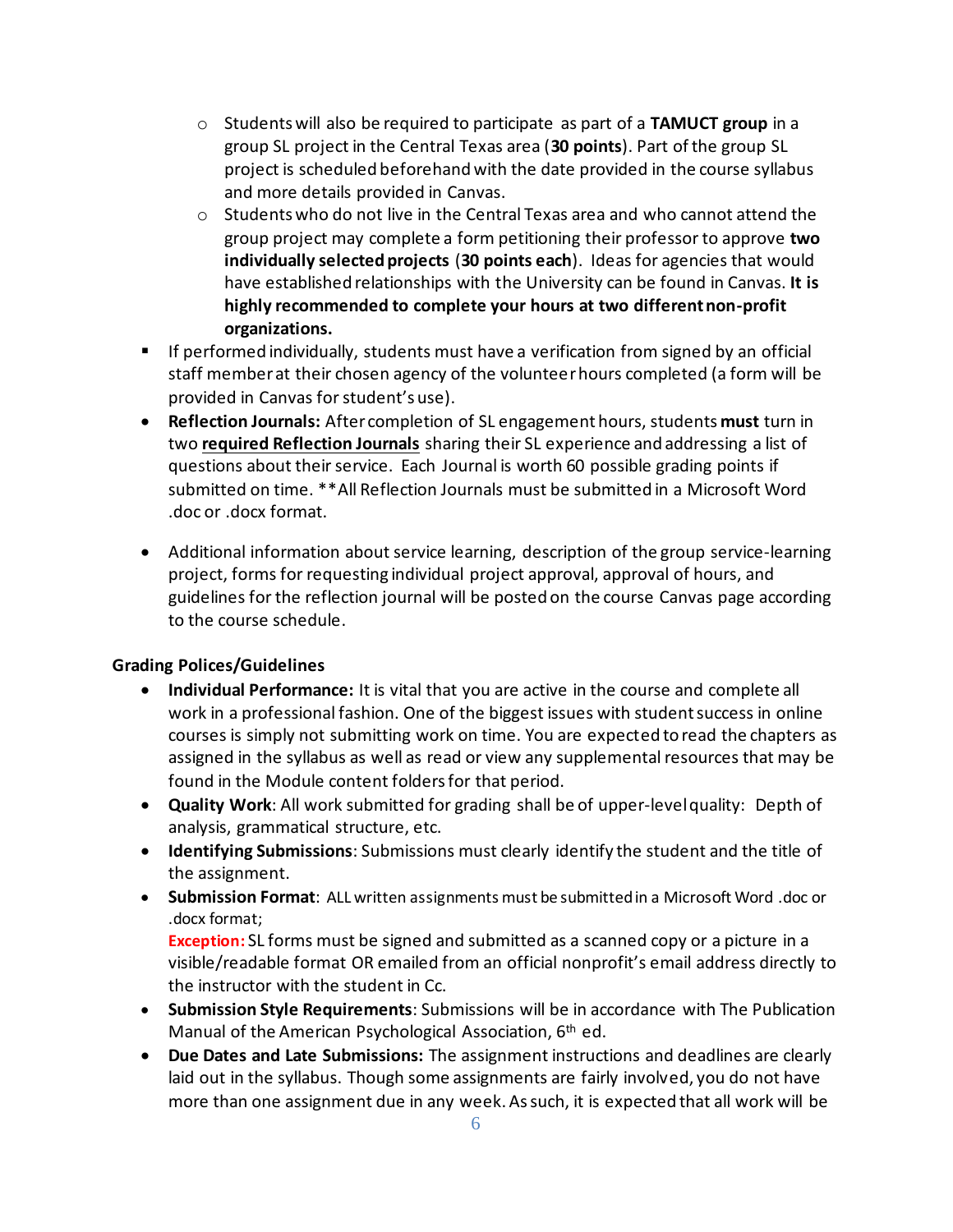- Students will also be required to participate as part of a **TAMUCT group** in a group SL project in the Central Texas area (**30 points**). Part of the group SL project is scheduled beforehand with the date provided in the course syllabus and more details provided in Canvas.
- Students who do not live in the Central Texas area and who cannot attend the group project may complete a form petitioning their professor to approve **two individually selected projects** (**30 points each**). Ideas for agencies that would have established relationships with the University can be found in Canvas. **It is highly recommended to complete your hours at two different non-profit organizations.**

- If performed individually, students must have a verification from signed by an official staff member at their chosen agency of the volunteer hours completed (a form will be provided in Canvas for student's use).

- **Reflection Journals:** After completion of SL engagement hours, students **must** turn in two **<u>required Reflection Journals</u>** sharing their SL experience and addressing a list of questions about their service. Each Journal is worth 60 possible grading points if submitted on time. **All Reflection Journals must be submitted in a Microsoft Word .doc or .docx format.

- Additional information about service learning, description of the group service-learning project, forms for requesting individual project approval, approval of hours, and guidelines for the reflection journal will be posted on the course Canvas page according to the course schedule.

**Grading Polices/Guidelines**

- **Individual Performance:** It is vital that you are active in the course and complete all work in a professional fashion. One of the biggest issues with student success in online courses is simply not submitting work on time. You are expected to read the chapters as assigned in the syllabus as well as read or view any supplemental resources that may be found in the Module content folders for that period.
- **Quality Work**: All work submitted for grading shall be of upper-level quality: Depth of analysis, grammatical structure, etc.
- **Identifying Submissions**: Submissions must clearly identify the student and the title of the assignment.
- **Submission Format**: ALL written assignments must be submitted in a Microsoft Word .doc or .docx format;
  **Exception:** SL forms must be signed and submitted as a scanned copy or a picture in a visible/readable format OR emailed from an official nonprofit's email address directly to the instructor with the student in Cc.
- **Submission Style Requirements**: Submissions will be in accordance with The Publication Manual of the American Psychological Association, 6th ed.
- **Due Dates and Late Submissions:** The assignment instructions and deadlines are clearly laid out in the syllabus. Though some assignments are fairly involved, you do not have more than one assignment due in any week. As such, it is expected that all work will be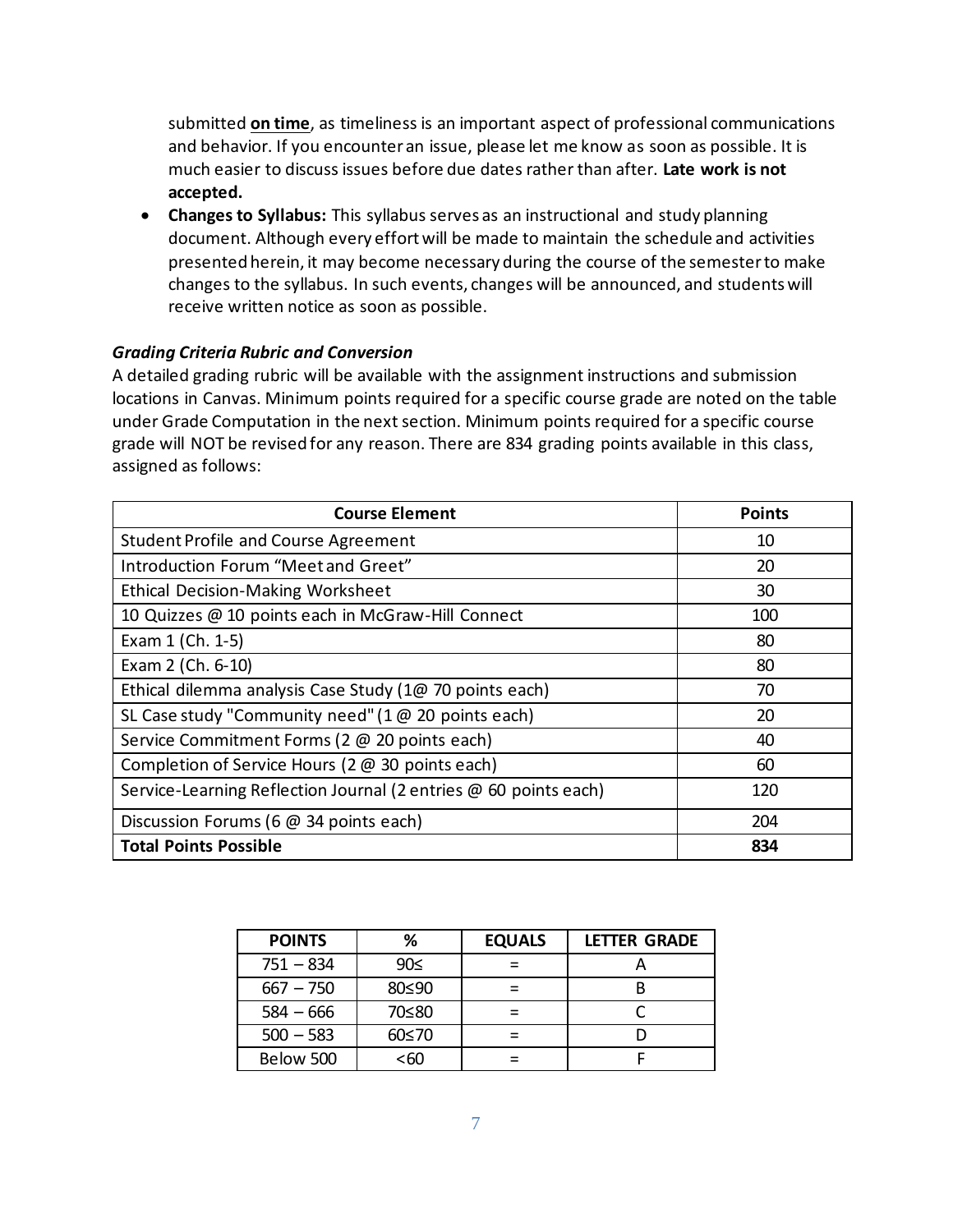submitted **on time**, as timeliness is an important aspect of professional communications and behavior. If you encounter an issue, please let me know as soon as possible. It is much easier to discuss issues before due dates rather than after. **Late work is not accepted.**

- **Changes to Syllabus:** This syllabus serves as an instructional and study planning document. Although every effort will be made to maintain the schedule and activities presented herein, it may become necessary during the course of the semester to make changes to the syllabus. In such events, changes will be announced, and students will receive written notice as soon as possible.

***Grading Criteria Rubric and Conversion***

A detailed grading rubric will be available with the assignment instructions and submission locations in Canvas. Minimum points required for a specific course grade are noted on the table under Grade Computation in the next section. Minimum points required for a specific course grade will NOT be revised for any reason. There are 834 grading points available in this class, assigned as follows:

| Course Element | Points |
|---|---|
| Student Profile and Course Agreement | 10 |
| Introduction Forum "Meet and Greet" | 20 |
| Ethical Decision-Making Worksheet | 30 |
| 10 Quizzes @ 10 points each in McGraw-Hill Connect | 100 |
| Exam 1 (Ch. 1-5) | 80 |
| Exam 2 (Ch. 6-10) | 80 |
| Ethical dilemma analysis Case Study (1@ 70 points each) | 70 |
| SL Case study "Community need" (1 @ 20 points each) | 20 |
| Service Commitment Forms (2 @ 20 points each) | 40 |
| Completion of Service Hours (2 @ 30 points each) | 60 |
| Service-Learning Reflection Journal (2 entries @ 60 points each) | 120 |
| Discussion Forums (6 @ 34 points each) | 204 |
| **Total Points Possible** | **834** |

| POINTS | % | EQUALS | LETTER GRADE |
|---|---|---|---|
| 751 – 834 | 90≤ | = | A |
| 667 – 750 | 80≤90 | = | B |
| 584 – 666 | 70≤80 | = | C |
| 500 – 583 | 60≤70 | = | D |
| Below 500 | <60 | = | F |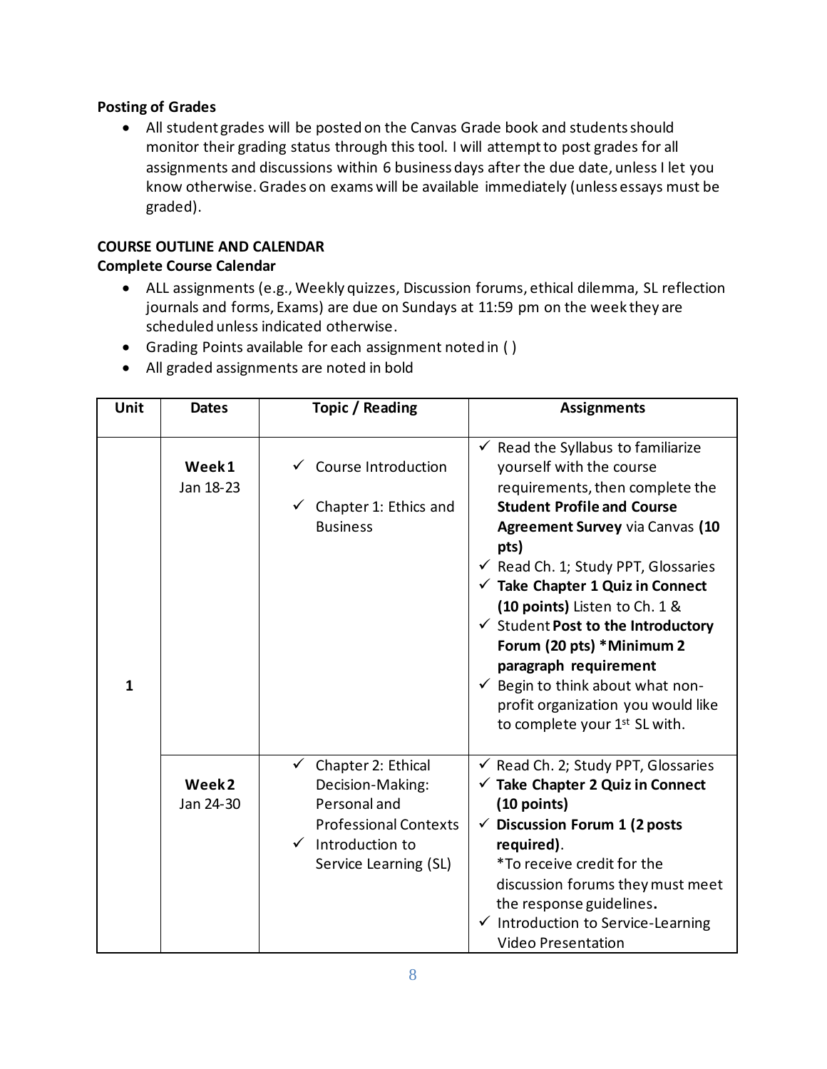**Posting of Grades**

- All student grades will be posted on the Canvas Grade book and students should monitor their grading status through this tool. I will attempt to post grades for all assignments and discussions within 6 business days after the due date, unless I let you know otherwise. Grades on exams will be available immediately (unless essays must be graded).

**COURSE OUTLINE AND CALENDAR**

**Complete Course Calendar**

- ALL assignments (e.g., Weekly quizzes, Discussion forums, ethical dilemma, SL reflection journals and forms, Exams) are due on Sundays at 11:59 pm on the week they are scheduled unless indicated otherwise.
- Grading Points available for each assignment noted in ( )
- All graded assignments are noted in bold

| Unit | Dates | Topic / Reading | Assignments |
|---|---|---|---|
| 1 | **Week 1** Jan 18-23 | ✓ Course Introduction<br>✓ Chapter 1: Ethics and Business | ✓ Read the Syllabus to familiarize yourself with the course requirements, then complete the **Student Profile and Course Agreement Survey** via Canvas **(10 pts)**<br>✓ Read Ch. 1; Study PPT, Glossaries<br>✓ **Take Chapter 1 Quiz in Connect (10 points)** Listen to Ch. 1 &<br>✓ Student **Post to the Introductory Forum (20 pts) *Minimum 2 paragraph requirement**<br>✓ Begin to think about what non-profit organization you would like to complete your 1st SL with. |
| | **Week 2** Jan 24-30 | ✓ Chapter 2: Ethical Decision-Making: Personal and Professional Contexts<br>✓ Introduction to Service Learning (SL) | ✓ Read Ch. 2; Study PPT, Glossaries<br>✓ **Take Chapter 2 Quiz in Connect (10 points)**<br>✓ **Discussion Forum 1 (2 posts required)**.<br>*To receive credit for the discussion forums they must meet the response guidelines**.**<br>✓ Introduction to Service-Learning Video Presentation |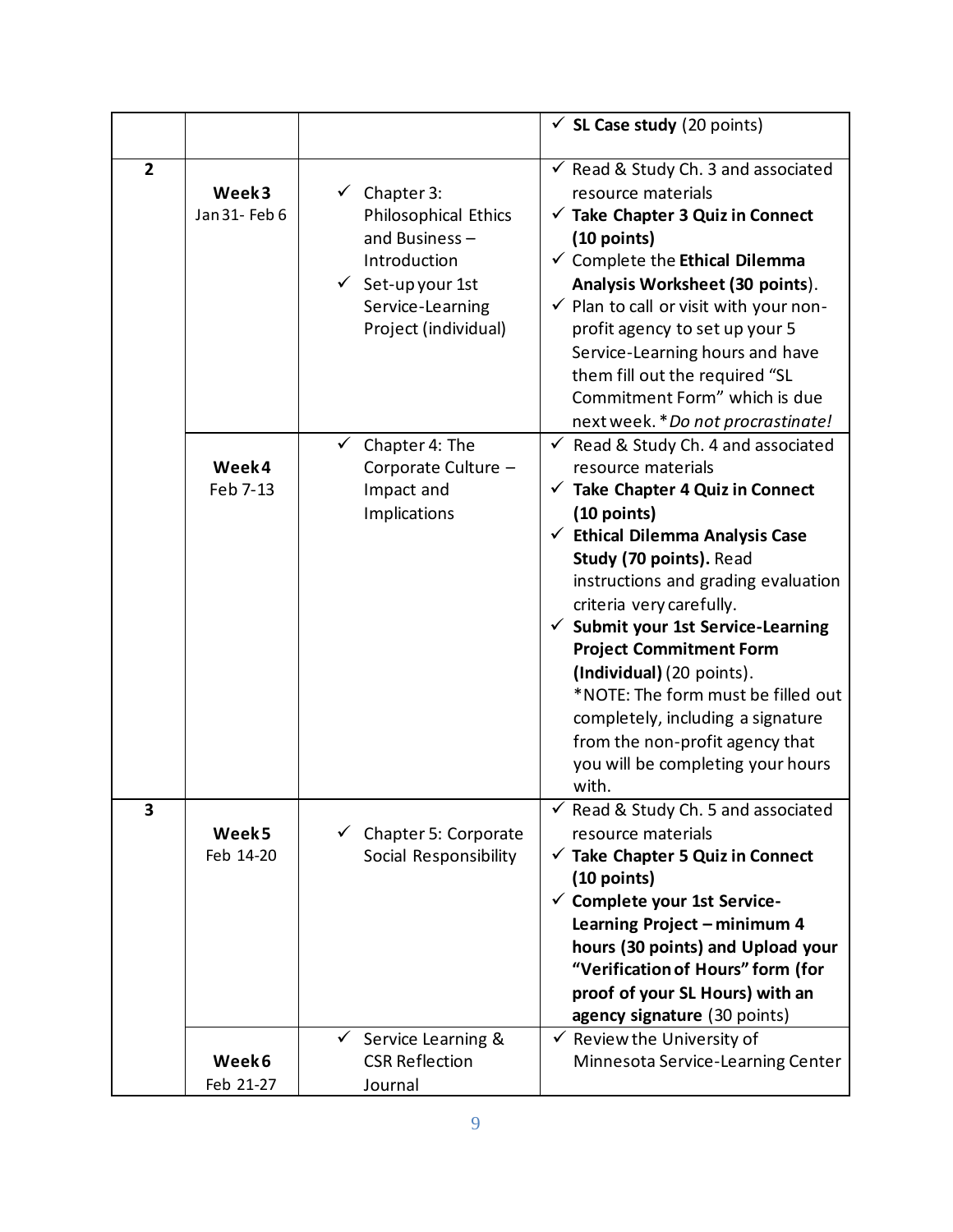| | | | |
|---|---|---|---|
| | | | ✓ **SL Case study** (20 points) |
| 2 | **Week 3** Jan 31- Feb 6 | ✓ Chapter 3: Philosophical Ethics and Business – Introduction<br>✓ Set-up your 1st Service-Learning Project (individual) | ✓ Read & Study Ch. 3 and associated resource materials<br>✓ **Take Chapter 3 Quiz in Connect (10 points)**<br>✓ Complete the **Ethical Dilemma Analysis Worksheet (30 points)**.<br>✓ Plan to call or visit with your non-profit agency to set up your 5 Service-Learning hours and have them fill out the required "SL Commitment Form" which is due next week. **Do not procrastinate!* |
| | **Week 4** Feb 7-13 | ✓ Chapter 4: The Corporate Culture – Impact and Implications | ✓ Read & Study Ch. 4 and associated resource materials<br>✓ **Take Chapter 4 Quiz in Connect (10 points)**<br>✓ **Ethical Dilemma Analysis Case Study (70 points).** Read instructions and grading evaluation criteria very carefully.<br>✓ **Submit your 1st Service-Learning Project Commitment Form (Individual)** (20 points). *NOTE: The form must be filled out completely, including a signature from the non-profit agency that you will be completing your hours with. |
| 3 | **Week 5** Feb 14-20 | ✓ Chapter 5: Corporate Social Responsibility | ✓ Read & Study Ch. 5 and associated resource materials<br>✓ **Take Chapter 5 Quiz in Connect (10 points)**<br>✓ **Complete your 1st Service-Learning Project – minimum 4 hours (30 points) and Upload your "Verification of Hours" form (for proof of your SL Hours) with an agency signature** (30 points) |
| | **Week 6** Feb 21-27 | ✓ Service Learning & CSR Reflection Journal | ✓ Review the University of Minnesota Service-Learning Center |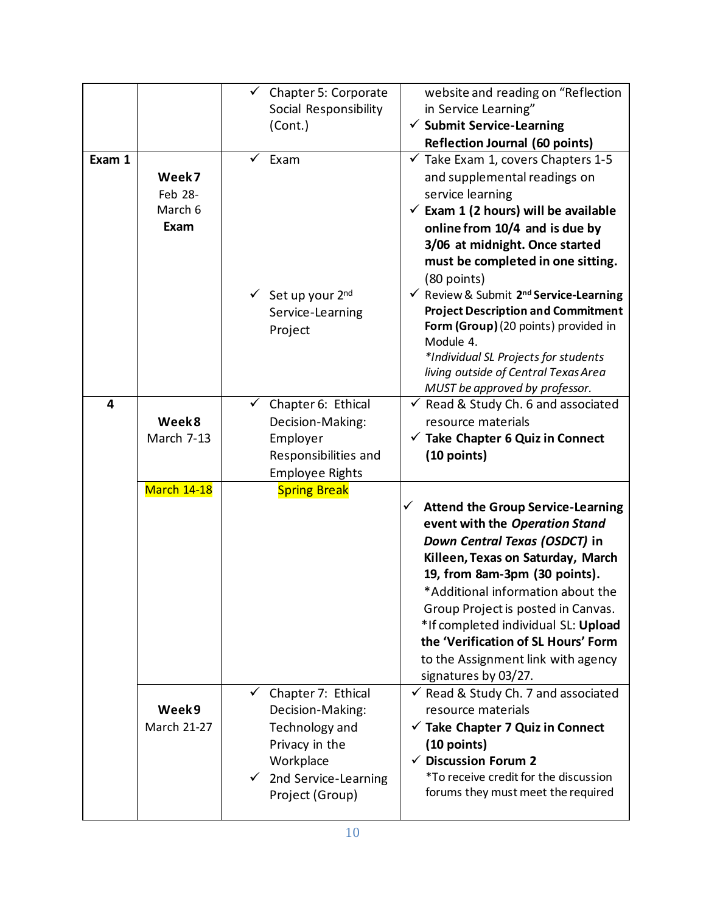| | | | |
|---|---|---|---|
| | | ✓ Chapter 5: Corporate Social Responsibility (Cont.) | website and reading on "Reflection in Service Learning" <br> ✓ **Submit Service-Learning Reflection Journal (60 points)** |
| **Exam 1** | **Week 7** <br> Feb 28-March 6 <br> **Exam** | ✓ Exam <br><br> ✓ Set up your 2nd Service-Learning Project | ✓ Take Exam 1, covers Chapters 1-5 and supplemental readings on service learning <br> ✓ **Exam 1 (2 hours) will be available online from 10/4 and is due by 3/06 at midnight. Once started must be completed in one sitting.** (80 points) <br> ✓ Review & Submit **2nd Service-Learning Project Description and Commitment Form (Group)** (20 points) provided in Module 4. <br> *\*Individual SL Projects for students living outside of Central Texas Area MUST be approved by professor.* |
| **4** | **Week 8** <br> March 7-13 | ✓ Chapter 6: Ethical Decision-Making: Employer Responsibilities and Employee Rights | ✓ Read & Study Ch. 6 and associated resource materials <br> ✓ **Take Chapter 6 Quiz in Connect (10 points)** |
| | March 14-18 | Spring Break | ✓ **Attend the Group Service-Learning event with the *Operation Stand Down Central Texas (OSDCT)* in Killeen, Texas on Saturday, March 19, from 8am-3pm (30 points).** <br> *Additional information about the Group Project is posted in Canvas. <br> *If completed individual SL: **Upload the 'Verification of SL Hours' Form** to the Assignment link with agency signatures by 03/27. |
| | **Week 9** <br> March 21-27 | ✓ Chapter 7: Ethical Decision-Making: Technology and Privacy in the Workplace <br> ✓ 2nd Service-Learning Project (Group) | ✓ Read & Study Ch. 7 and associated resource materials <br> ✓ **Take Chapter 7 Quiz in Connect (10 points)** <br> ✓ **Discussion Forum 2** <br> *To receive credit for the discussion forums they must meet the required |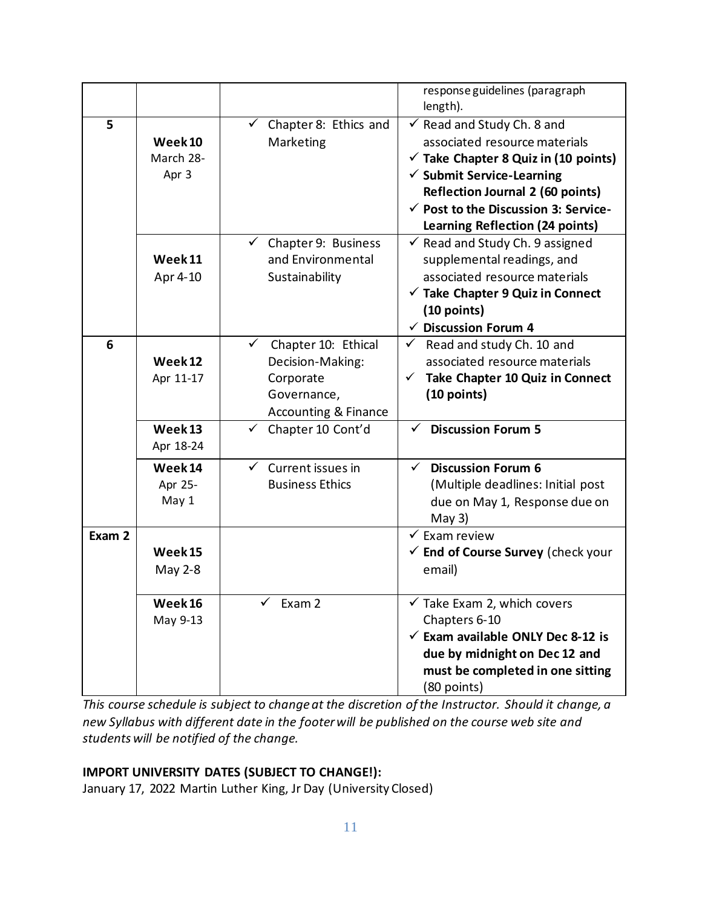| | | | response guidelines (paragraph length). |
|---|---|---|---|
| 5 | **Week 10** March 28-Apr 3 | ✓ Chapter 8: Ethics and Marketing | ✓ Read and Study Ch. 8 and associated resource materials<br>✓ **Take Chapter 8 Quiz in (10 points)**<br>✓ **Submit Service-Learning Reflection Journal 2 (60 points)**<br>✓ **Post to the Discussion 3: Service-Learning Reflection (24 points)** |
| | **Week 11** Apr 4-10 | ✓ Chapter 9: Business and Environmental Sustainability | ✓ Read and Study Ch. 9 assigned supplemental readings, and associated resource materials<br>✓ **Take Chapter 9 Quiz in Connect (10 points)**<br>✓ **Discussion Forum 4** |
| 6 | **Week 12** Apr 11-17 | ✓ Chapter 10: Ethical Decision-Making: Corporate Governance, Accounting & Finance | ✓ Read and study Ch. 10 and associated resource materials<br>✓ **Take Chapter 10 Quiz in Connect (10 points)** |
| | **Week 13** Apr 18-24 | ✓ Chapter 10 Cont'd | ✓ **Discussion Forum 5** |
| | **Week 14** Apr 25-May 1 | ✓ Current issues in Business Ethics | ✓ **Discussion Forum 6** (Multiple deadlines: Initial post due on May 1, Response due on May 3) |
| **Exam 2** | **Week 15** May 2-8 | | ✓ Exam review<br>✓ **End of Course Survey** (check your email) |
| | **Week 16** May 9-13 | ✓ Exam 2 | ✓ Take Exam 2, which covers Chapters 6-10<br>✓ **Exam available ONLY Dec 8-12 is due by midnight on Dec 12 and must be completed in one sitting** (80 points) |

*This course schedule is subject to change at the discretion of the Instructor. Should it change, a new Syllabus with different date in the footer will be published on the course web site and students will be notified of the change.*

**IMPORT UNIVERSITY DATES (SUBJECT TO CHANGE!):**

January 17, 2022 Martin Luther King, Jr Day (University Closed)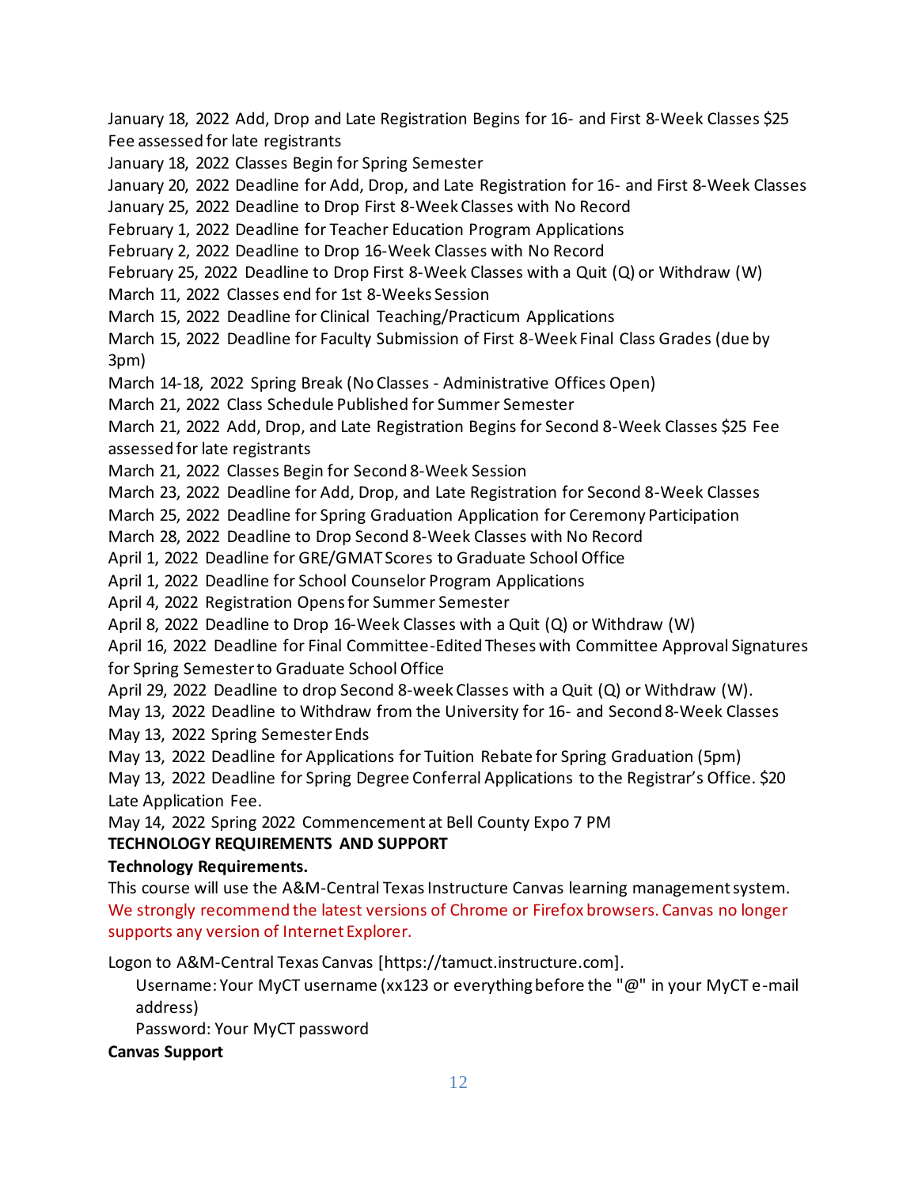January 18, 2022 Add, Drop and Late Registration Begins for 16- and First 8-Week Classes $25 Fee assessed for late registrants

January 18, 2022 Classes Begin for Spring Semester

January 20, 2022 Deadline for Add, Drop, and Late Registration for 16- and First 8-Week Classes

January 25, 2022 Deadline to Drop First 8-Week Classes with No Record

February 1, 2022 Deadline for Teacher Education Program Applications

February 2, 2022 Deadline to Drop 16-Week Classes with No Record

February 25, 2022 Deadline to Drop First 8-Week Classes with a Quit (Q) or Withdraw (W)

March 11, 2022 Classes end for 1st 8-Weeks Session

March 15, 2022 Deadline for Clinical Teaching/Practicum Applications

March 15, 2022 Deadline for Faculty Submission of First 8-Week Final Class Grades (due by 3pm)

March 14-18, 2022 Spring Break (No Classes - Administrative Offices Open)

March 21, 2022 Class Schedule Published for Summer Semester

March 21, 2022 Add, Drop, and Late Registration Begins for Second 8-Week Classes $25 Fee assessed for late registrants

March 21, 2022 Classes Begin for Second 8-Week Session

March 23, 2022 Deadline for Add, Drop, and Late Registration for Second 8-Week Classes

March 25, 2022 Deadline for Spring Graduation Application for Ceremony Participation

March 28, 2022 Deadline to Drop Second 8-Week Classes with No Record

April 1, 2022 Deadline for GRE/GMAT Scores to Graduate School Office

April 1, 2022 Deadline for School Counselor Program Applications

April 4, 2022 Registration Opens for Summer Semester

April 8, 2022 Deadline to Drop 16-Week Classes with a Quit (Q) or Withdraw (W)

April 16, 2022 Deadline for Final Committee-Edited Theses with Committee Approval Signatures for Spring Semester to Graduate School Office

April 29, 2022 Deadline to drop Second 8-week Classes with a Quit (Q) or Withdraw (W).

May 13, 2022 Deadline to Withdraw from the University for 16- and Second 8-Week Classes

May 13, 2022 Spring Semester Ends

May 13, 2022 Deadline for Applications for Tuition Rebate for Spring Graduation (5pm)

May 13, 2022 Deadline for Spring Degree Conferral Applications to the Registrar's Office. $20 Late Application Fee.

May 14, 2022 Spring 2022 Commencement at Bell County Expo 7 PM

## TECHNOLOGY REQUIREMENTS AND SUPPORT

### Technology Requirements.

This course will use the A&M-Central Texas Instructure Canvas learning management system. We strongly recommend the latest versions of Chrome or Firefox browsers. Canvas no longer supports any version of Internet Explorer.

Logon to A&M-Central Texas Canvas [https://tamuct.instructure.com].

Username: Your MyCT username (xx123 or everything before the "@" in your MyCT e-mail address)

Password: Your MyCT password

### Canvas Support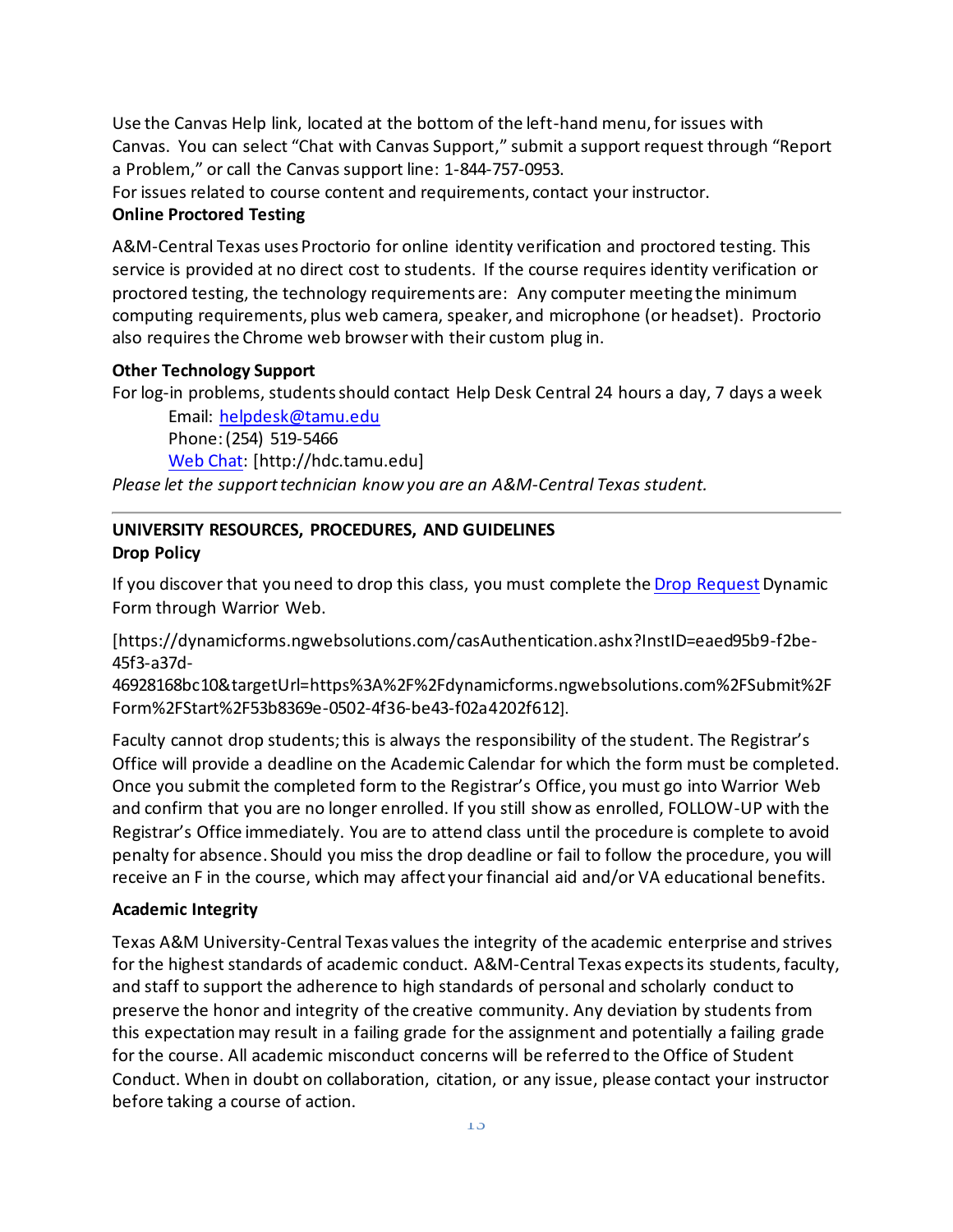Use the Canvas Help link, located at the bottom of the left-hand menu, for issues with Canvas. You can select "Chat with Canvas Support," submit a support request through "Report a Problem," or call the Canvas support line: 1-844-757-0953.

For issues related to course content and requirements, contact your instructor.

**Online Proctored Testing**

A&M-Central Texas uses Proctorio for online identity verification and proctored testing. This service is provided at no direct cost to students. If the course requires identity verification or proctored testing, the technology requirements are: Any computer meeting the minimum computing requirements, plus web camera, speaker, and microphone (or headset). Proctorio also requires the Chrome web browser with their custom plug in.

**Other Technology Support**

For log-in problems, students should contact Help Desk Central 24 hours a day, 7 days a week

Email: helpdesk@tamu.edu
Phone: (254) 519-5466
Web Chat: [http://hdc.tamu.edu]

*Please let the support technician know you are an A&M-Central Texas student.*

---

## UNIVERSITY RESOURCES, PROCEDURES, AND GUIDELINES

**Drop Policy**

If you discover that you need to drop this class, you must complete the Drop Request Dynamic Form through Warrior Web.

[https://dynamicforms.ngwebsolutions.com/casAuthentication.ashx?InstID=eaed95b9-f2be-45f3-a37d-46928168bc10&targetUrl=https%3A%2F%2Fdynamicforms.ngwebsolutions.com%2FSubmit%2FForm%2FStart%2F53b8369e-0502-4f36-be43-f02a4202f612].

Faculty cannot drop students; this is always the responsibility of the student. The Registrar's Office will provide a deadline on the Academic Calendar for which the form must be completed. Once you submit the completed form to the Registrar's Office, you must go into Warrior Web and confirm that you are no longer enrolled. If you still show as enrolled, FOLLOW-UP with the Registrar's Office immediately. You are to attend class until the procedure is complete to avoid penalty for absence. Should you miss the drop deadline or fail to follow the procedure, you will receive an F in the course, which may affect your financial aid and/or VA educational benefits.

**Academic Integrity**

Texas A&M University-Central Texas values the integrity of the academic enterprise and strives for the highest standards of academic conduct. A&M-Central Texas expects its students, faculty, and staff to support the adherence to high standards of personal and scholarly conduct to preserve the honor and integrity of the creative community. Any deviation by students from this expectation may result in a failing grade for the assignment and potentially a failing grade for the course. All academic misconduct concerns will be referred to the Office of Student Conduct. When in doubt on collaboration, citation, or any issue, please contact your instructor before taking a course of action.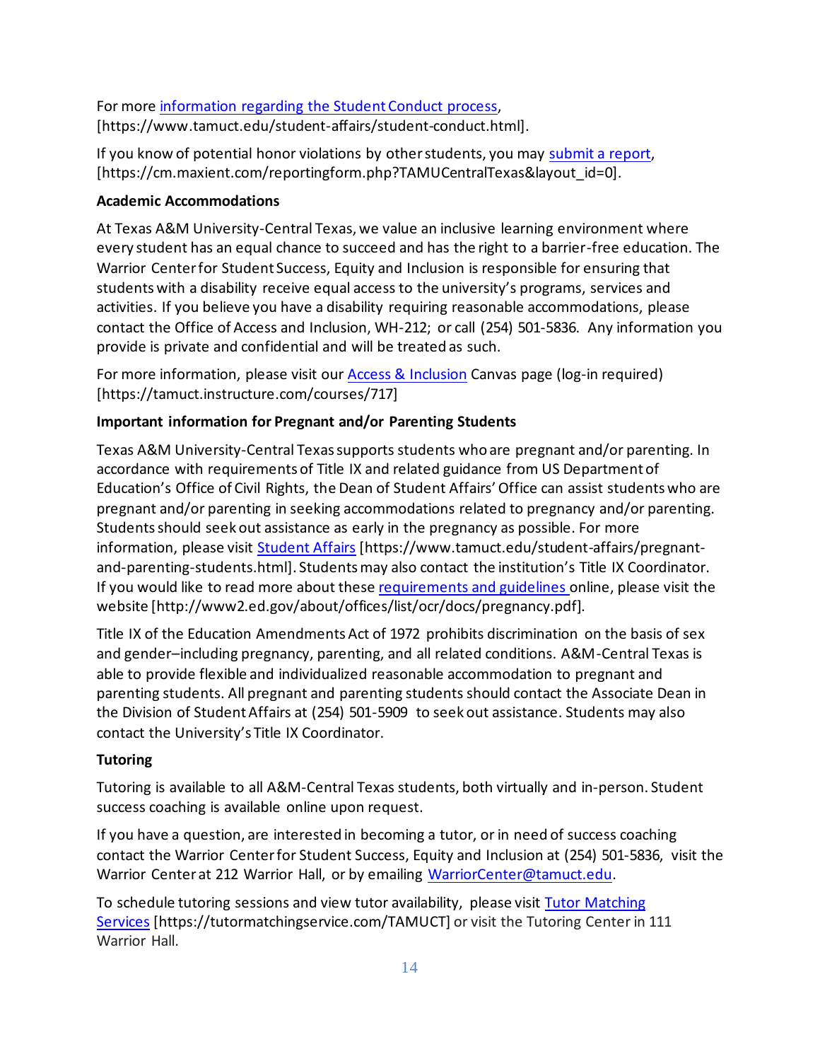For more information regarding the Student Conduct process, [https://www.tamuct.edu/student-affairs/student-conduct.html].

If you know of potential honor violations by other students, you may submit a report, [https://cm.maxient.com/reportingform.php?TAMUCentralTexas&layout_id=0].

**Academic Accommodations**

At Texas A&M University-Central Texas, we value an inclusive learning environment where every student has an equal chance to succeed and has the right to a barrier-free education. The Warrior Center for Student Success, Equity and Inclusion is responsible for ensuring that students with a disability receive equal access to the university's programs, services and activities. If you believe you have a disability requiring reasonable accommodations, please contact the Office of Access and Inclusion, WH-212; or call (254) 501-5836. Any information you provide is private and confidential and will be treated as such.

For more information, please visit our Access & Inclusion Canvas page (log-in required) [https://tamuct.instructure.com/courses/717]

**Important information for Pregnant and/or Parenting Students**

Texas A&M University-Central Texas supports students who are pregnant and/or parenting. In accordance with requirements of Title IX and related guidance from US Department of Education's Office of Civil Rights, the Dean of Student Affairs' Office can assist students who are pregnant and/or parenting in seeking accommodations related to pregnancy and/or parenting. Students should seek out assistance as early in the pregnancy as possible. For more information, please visit Student Affairs [https://www.tamuct.edu/student-affairs/pregnant-and-parenting-students.html]. Students may also contact the institution's Title IX Coordinator. If you would like to read more about these requirements and guidelines online, please visit the website [http://www2.ed.gov/about/offices/list/ocr/docs/pregnancy.pdf].

Title IX of the Education Amendments Act of 1972 prohibits discrimination on the basis of sex and gender–including pregnancy, parenting, and all related conditions. A&M-Central Texas is able to provide flexible and individualized reasonable accommodation to pregnant and parenting students. All pregnant and parenting students should contact the Associate Dean in the Division of Student Affairs at (254) 501-5909 to seek out assistance. Students may also contact the University's Title IX Coordinator.

**Tutoring**

Tutoring is available to all A&M-Central Texas students, both virtually and in-person. Student success coaching is available online upon request.

If you have a question, are interested in becoming a tutor, or in need of success coaching contact the Warrior Center for Student Success, Equity and Inclusion at (254) 501-5836, visit the Warrior Center at 212 Warrior Hall, or by emailing WarriorCenter@tamuct.edu.

To schedule tutoring sessions and view tutor availability, please visit Tutor Matching Services [https://tutormatchingservice.com/TAMUCT] or visit the Tutoring Center in 111 Warrior Hall.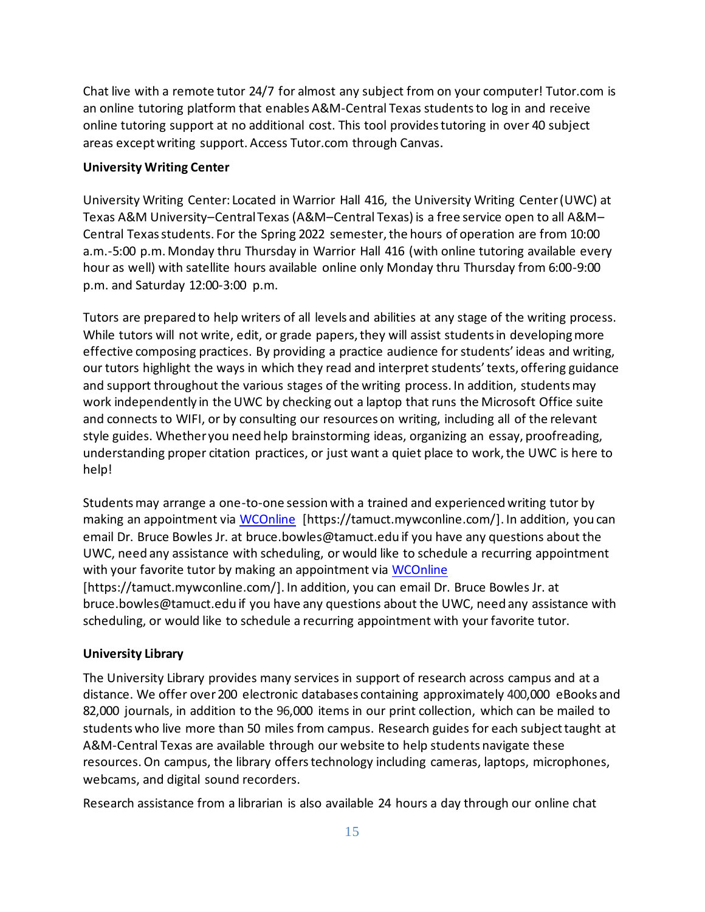Chat live with a remote tutor 24/7 for almost any subject from on your computer! Tutor.com is an online tutoring platform that enables A&M-Central Texas students to log in and receive online tutoring support at no additional cost. This tool provides tutoring in over 40 subject areas except writing support. Access Tutor.com through Canvas.

**University Writing Center**

University Writing Center: Located in Warrior Hall 416, the University Writing Center (UWC) at Texas A&M University–Central Texas (A&M–Central Texas) is a free service open to all A&M–Central Texas students. For the Spring 2022 semester, the hours of operation are from 10:00 a.m.-5:00 p.m. Monday thru Thursday in Warrior Hall 416 (with online tutoring available every hour as well) with satellite hours available online only Monday thru Thursday from 6:00-9:00 p.m. and Saturday 12:00-3:00 p.m.

Tutors are prepared to help writers of all levels and abilities at any stage of the writing process. While tutors will not write, edit, or grade papers, they will assist students in developing more effective composing practices. By providing a practice audience for students' ideas and writing, our tutors highlight the ways in which they read and interpret students' texts, offering guidance and support throughout the various stages of the writing process. In addition, students may work independently in the UWC by checking out a laptop that runs the Microsoft Office suite and connects to WIFI, or by consulting our resources on writing, including all of the relevant style guides. Whether you need help brainstorming ideas, organizing an essay, proofreading, understanding proper citation practices, or just want a quiet place to work, the UWC is here to help!

Students may arrange a one-to-one session with a trained and experienced writing tutor by making an appointment via WCOnline [https://tamuct.mywconline.com/]. In addition, you can email Dr. Bruce Bowles Jr. at bruce.bowles@tamuct.edu if you have any questions about the UWC, need any assistance with scheduling, or would like to schedule a recurring appointment with your favorite tutor by making an appointment via WCOnline [https://tamuct.mywconline.com/]. In addition, you can email Dr. Bruce Bowles Jr. at bruce.bowles@tamuct.edu if you have any questions about the UWC, need any assistance with scheduling, or would like to schedule a recurring appointment with your favorite tutor.

**University Library**

The University Library provides many services in support of research across campus and at a distance. We offer over 200 electronic databases containing approximately 400,000 eBooks and 82,000 journals, in addition to the 96,000 items in our print collection, which can be mailed to students who live more than 50 miles from campus. Research guides for each subject taught at A&M-Central Texas are available through our website to help students navigate these resources. On campus, the library offers technology including cameras, laptops, microphones, webcams, and digital sound recorders.

Research assistance from a librarian is also available 24 hours a day through our online chat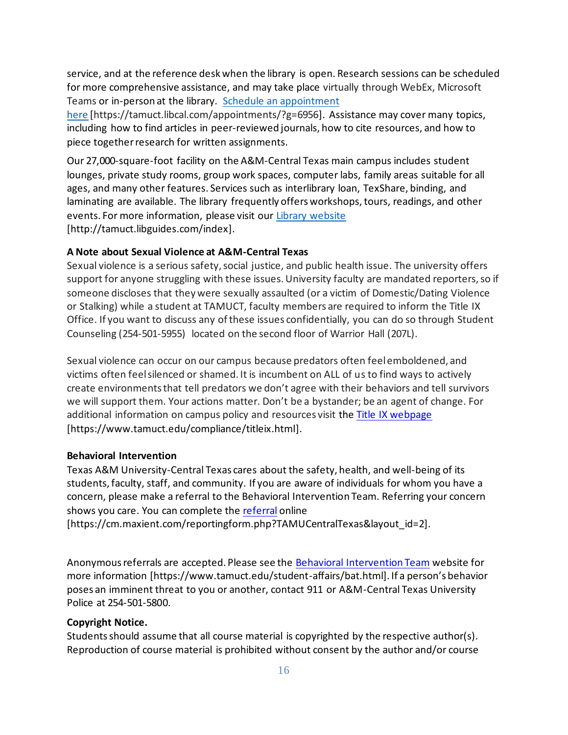service, and at the reference desk when the library is open. Research sessions can be scheduled for more comprehensive assistance, and may take place virtually through WebEx, Microsoft Teams or in-person at the library. [Schedule an appointment here](https://tamuct.libcal.com/appointments/?g=6956) [https://tamuct.libcal.com/appointments/?g=6956]. Assistance may cover many topics, including how to find articles in peer-reviewed journals, how to cite resources, and how to piece together research for written assignments.

Our 27,000-square-foot facility on the A&M-Central Texas main campus includes student lounges, private study rooms, group work spaces, computer labs, family areas suitable for all ages, and many other features. Services such as interlibrary loan, TexShare, binding, and laminating are available. The library frequently offers workshops, tours, readings, and other events. For more information, please visit our [Library website](http://tamuct.libguides.com/index) [http://tamuct.libguides.com/index].

**A Note about Sexual Violence at A&M-Central Texas**

Sexual violence is a serious safety, social justice, and public health issue. The university offers support for anyone struggling with these issues. University faculty are mandated reporters, so if someone discloses that they were sexually assaulted (or a victim of Domestic/Dating Violence or Stalking) while a student at TAMUCT, faculty members are required to inform the Title IX Office. If you want to discuss any of these issues confidentially, you can do so through Student Counseling (254-501-5955) located on the second floor of Warrior Hall (207L).

Sexual violence can occur on our campus because predators often feel emboldened, and victims often feel silenced or shamed. It is incumbent on ALL of us to find ways to actively create environments that tell predators we don't agree with their behaviors and tell survivors we will support them. Your actions matter. Don't be a bystander; be an agent of change. For additional information on campus policy and resources visit the [Title IX webpage](https://www.tamuct.edu/compliance/titleix.html) [https://www.tamuct.edu/compliance/titleix.html].

**Behavioral Intervention**

Texas A&M University-Central Texas cares about the safety, health, and well-being of its students, faculty, staff, and community. If you are aware of individuals for whom you have a concern, please make a referral to the Behavioral Intervention Team. Referring your concern shows you care. You can complete the [referral](https://cm.maxient.com/reportingform.php?TAMUCentralTexas&layout_id=2) online [https://cm.maxient.com/reportingform.php?TAMUCentralTexas&layout_id=2].

Anonymous referrals are accepted. Please see the [Behavioral Intervention Team](https://www.tamuct.edu/student-affairs/bat.html) website for more information [https://www.tamuct.edu/student-affairs/bat.html]. If a person's behavior poses an imminent threat to you or another, contact 911 or A&M-Central Texas University Police at 254-501-5800.

**Copyright Notice.**

Students should assume that all course material is copyrighted by the respective author(s). Reproduction of course material is prohibited without consent by the author and/or course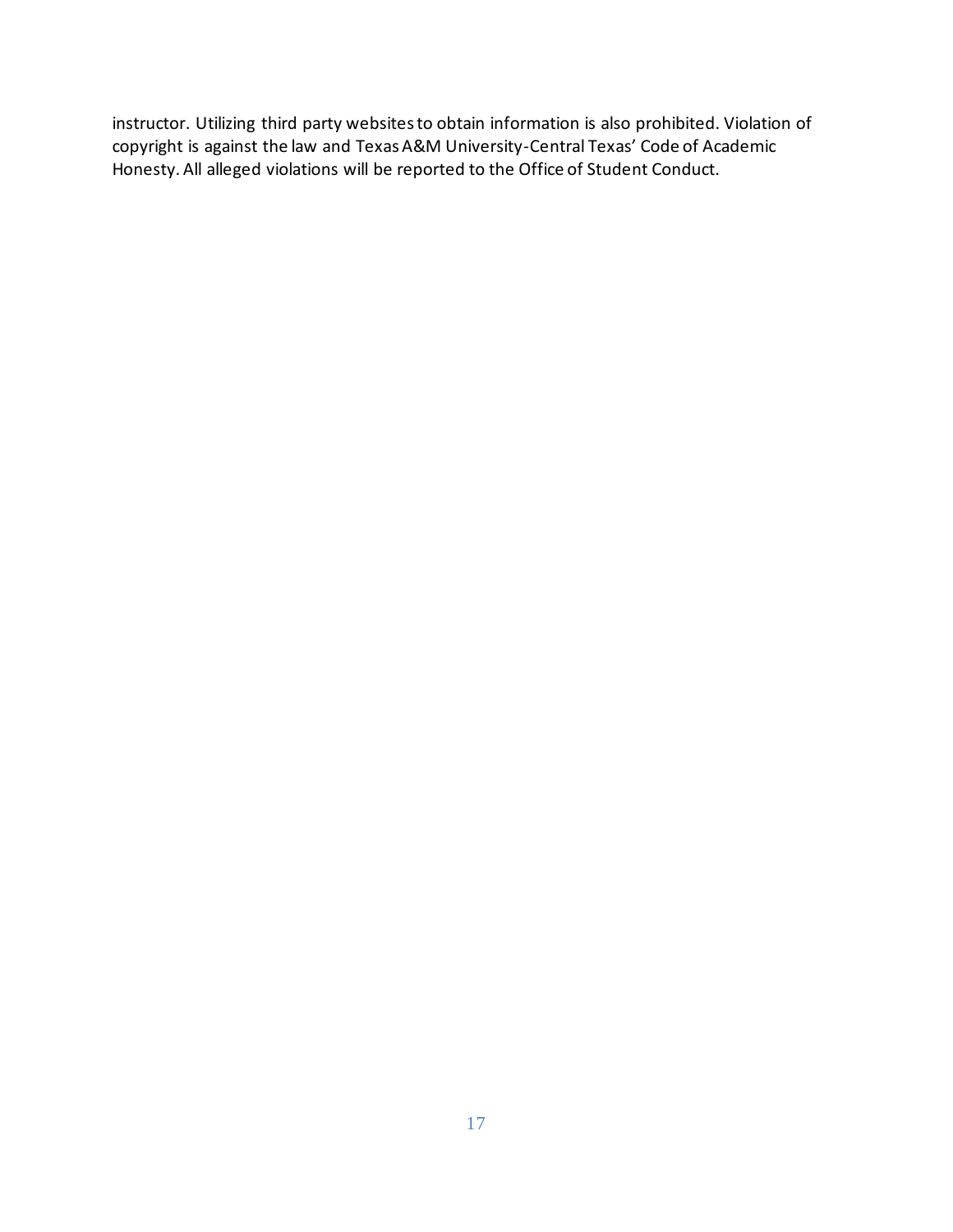instructor. Utilizing third party websites to obtain information is also prohibited. Violation of copyright is against the law and Texas A&M University-Central Texas' Code of Academic Honesty. All alleged violations will be reported to the Office of Student Conduct.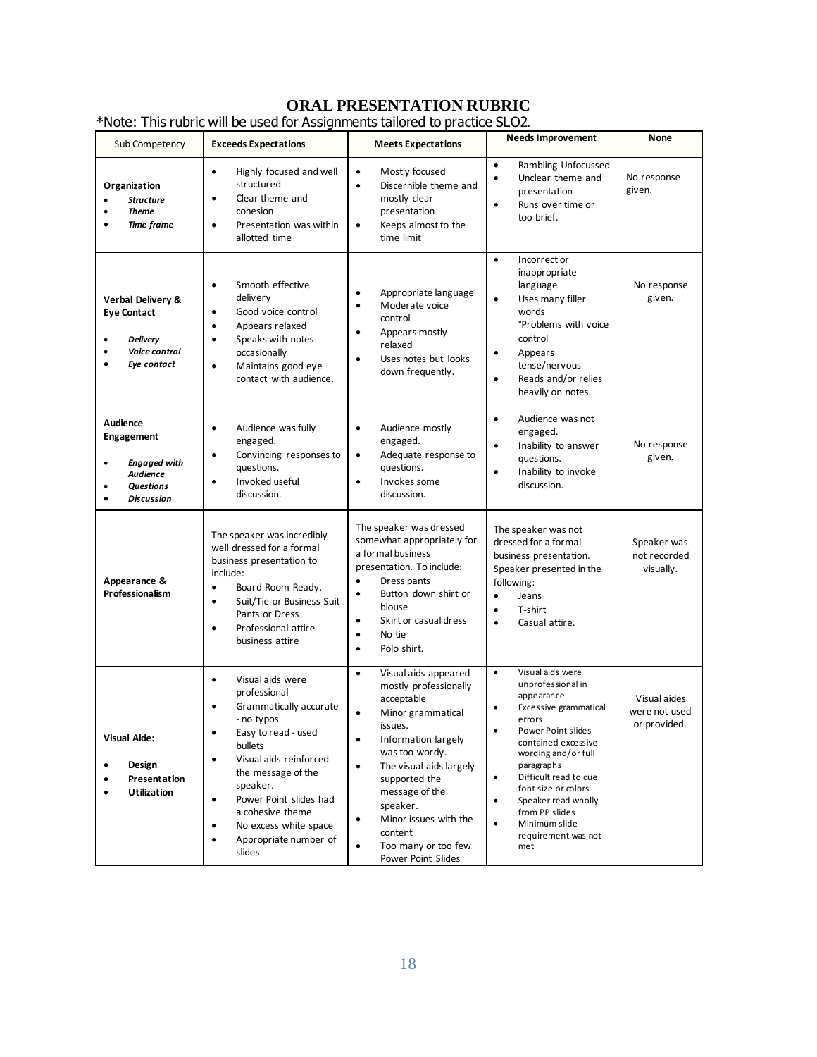# ORAL PRESENTATION RUBRIC

*Note: This rubric will be used for Assignments tailored to practice SLO2.

| Sub Competency | Exceeds Expectations | Meets Expectations | Needs Improvement | None |
|---|---|---|---|---|
| **Organization**<br>• ***Structure***<br>• ***Theme***<br>• ***Time frame*** | • Highly focused and well structured<br>• Clear theme and cohesion<br>• Presentation was within allotted time | • Mostly focused<br>• Discernible theme and mostly clear presentation<br>• Keeps almost to the time limit | • Rambling Unfocussed<br>• Unclear theme and presentation<br>• Runs over time or too brief. | No response given. |
| **Verbal Delivery & Eye Contact**<br>• ***Delivery***<br>• ***Voice control***<br>• ***Eye contact*** | • Smooth effective delivery<br>• Good voice control<br>• Appears relaxed<br>• Speaks with notes occasionally<br>• Maintains good eye contact with audience. | • Appropriate language<br>• Moderate voice control<br>• Appears mostly relaxed<br>• Uses notes but looks down frequently. | • Incorrect or inappropriate language<br>• Uses many filler words<br>°Problems with voice control<br>• Appears tense/nervous<br>• Reads and/or relies heavily on notes. | No response given. |
| **Audience Engagement**<br>• ***Engaged with Audience***<br>• ***Questions***<br>• ***Discussion*** | • Audience was fully engaged.<br>• Convincing responses to questions.<br>• Invoked useful discussion. | • Audience mostly engaged.<br>• Adequate response to questions.<br>• Invokes some discussion. | • Audience was not engaged.<br>• Inability to answer questions.<br>• Inability to invoke discussion. | No response given. |
| **Appearance & Professionalism** | The speaker was incredibly well dressed for a formal business presentation to include:<br>• Board Room Ready.<br>• Suit/Tie or Business Suit Pants or Dress<br>• Professional attire business attire | The speaker was dressed somewhat appropriately for a formal business presentation. To include:<br>• Dress pants<br>• Button down shirt or blouse<br>• Skirt or casual dress<br>• No tie<br>• Polo shirt. | The speaker was not dressed for a formal business presentation. Speaker presented in the following:<br>• Jeans<br>• T-shirt<br>• Casual attire. | Speaker was not recorded visually. |
| **Visual Aide:**<br>• **Design**<br>• **Presentation**<br>• **Utilization** | • Visual aids were professional<br>• Grammatically accurate - no typos<br>• Easy to read - used bullets<br>• Visual aids reinforced the message of the speaker.<br>• Power Point slides had a cohesive theme<br>• No excess white space<br>• Appropriate number of slides | • Visual aids appeared mostly professionally acceptable<br>• Minor grammatical issues.<br>• Information largely was too wordy.<br>• The visual aids largely supported the message of the speaker.<br>• Minor issues with the content<br>• Too many or too few Power Point Slides | • Visual aids were unprofessional in appearance<br>• Excessive grammatical errors<br>• Power Point slides contained excessive wording and/or full paragraphs<br>• Difficult read to due font size or colors.<br>• Speaker read wholly from PP slides<br>• Minimum slide requirement was not met | Visual aides were not used or provided. |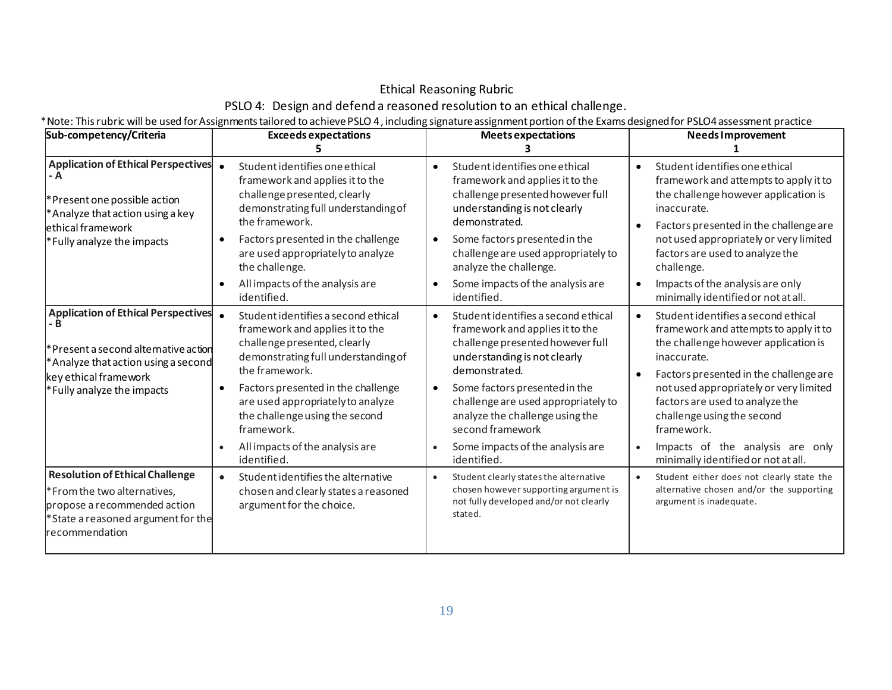# Ethical Reasoning Rubric

## PSLO 4: Design and defend a reasoned resolution to an ethical challenge.

*Note: This rubric will be used for Assignments tailored to achieve PSLO 4, including signature assignment portion of the Exams designed for PSLO4 assessment practice

| Sub-competency/Criteria | Exceeds expectations 5 | Meets expectations 3 | Needs Improvement 1 |
|---|---|---|---|
| **Application of Ethical Perspectives - A**<br><br>*Present one possible action<br>*Analyze that action using a key ethical framework<br>*Fully analyze the impacts | • Student identifies one ethical framework and applies it to the challenge presented, clearly demonstrating full understanding of the framework.<br>• Factors presented in the challenge are used appropriately to analyze the challenge.<br>• All impacts of the analysis are identified. | • Student identifies one ethical framework and applies it to the challenge presented however full understanding is not clearly demonstrated.<br>• Some factors presented in the challenge are used appropriately to analyze the challenge.<br>• Some impacts of the analysis are identified. | • Student identifies one ethical framework and attempts to apply it to the challenge however application is inaccurate.<br>• Factors presented in the challenge are not used appropriately or very limited factors are used to analyze the challenge.<br>• Impacts of the analysis are only minimally identified or not at all. |
| **Application of Ethical Perspectives - B**<br><br>*Present a second alternative action<br>*Analyze that action using a second key ethical framework<br>*Fully analyze the impacts | • Student identifies a second ethical framework and applies it to the challenge presented, clearly demonstrating full understanding of the framework.<br>• Factors presented in the challenge are used appropriately to analyze the challenge using the second framework.<br>• All impacts of the analysis are identified. | • Student identifies a second ethical framework and applies it to the challenge presented however full understanding is not clearly demonstrated.<br>• Some factors presented in the challenge are used appropriately to analyze the challenge using the second framework<br>• Some impacts of the analysis are identified. | • Student identifies a second ethical framework and attempts to apply it to the challenge however application is inaccurate.<br>• Factors presented in the challenge are not used appropriately or very limited factors are used to analyze the challenge using the second framework.<br>• Impacts of the analysis are only minimally identified or not at all. |
| **Resolution of Ethical Challenge**<br>*From the two alternatives, propose a recommended action<br>*State a reasoned argument for the recommendation | • Student identifies the alternative chosen and clearly states a reasoned argument for the choice. | • Student clearly states the alternative chosen however supporting argument is not fully developed and/or not clearly stated. | • Student either does not clearly state the alternative chosen and/or the supporting argument is inadequate. |